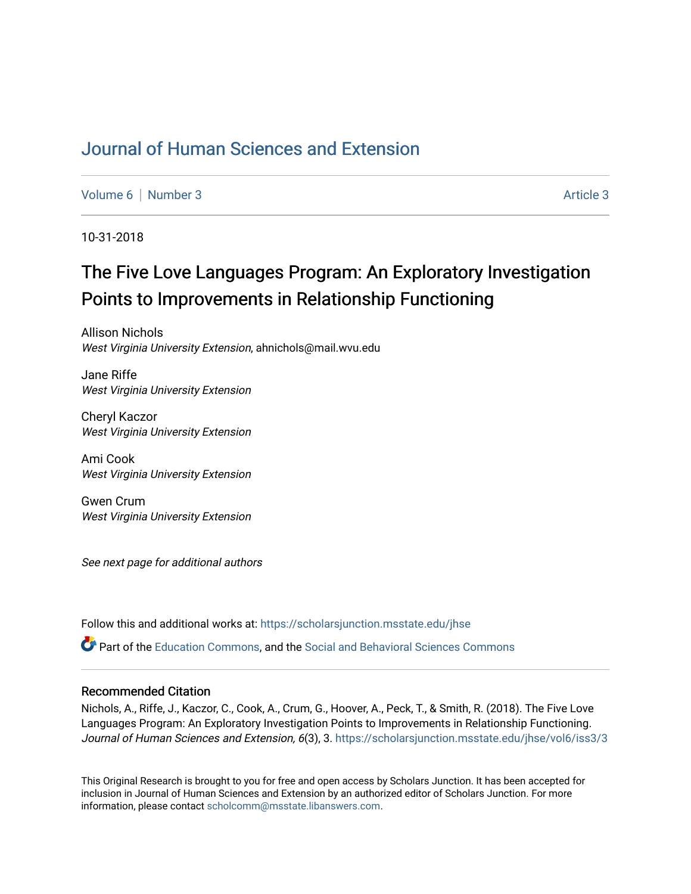# Journal of Human Sciences and Extension

Volume 6 | Number 3 Article 3

10-31-2018

## The Five Love Languages Program: An Exploratory Investigation Points to Improvements in Relationship Functioning

Allison Nichols
*West Virginia University Extension*, ahnichols@mail.wvu.edu

Jane Riffe
*West Virginia University Extension*

Cheryl Kaczor
*West Virginia University Extension*

Ami Cook
*West Virginia University Extension*

Gwen Crum
*West Virginia University Extension*

*See next page for additional authors*

Follow this and additional works at: https://scholarsjunction.msstate.edu/jhse

Part of the Education Commons, and the Social and Behavioral Sciences Commons

### Recommended Citation

Nichols, A., Riffe, J., Kaczor, C., Cook, A., Crum, G., Hoover, A., Peck, T., & Smith, R. (2018). The Five Love Languages Program: An Exploratory Investigation Points to Improvements in Relationship Functioning. *Journal of Human Sciences and Extension, 6*(3), 3. https://scholarsjunction.msstate.edu/jhse/vol6/iss3/3

This Original Research is brought to you for free and open access by Scholars Junction. It has been accepted for inclusion in Journal of Human Sciences and Extension by an authorized editor of Scholars Junction. For more information, please contact scholcomm@msstate.libanswers.com.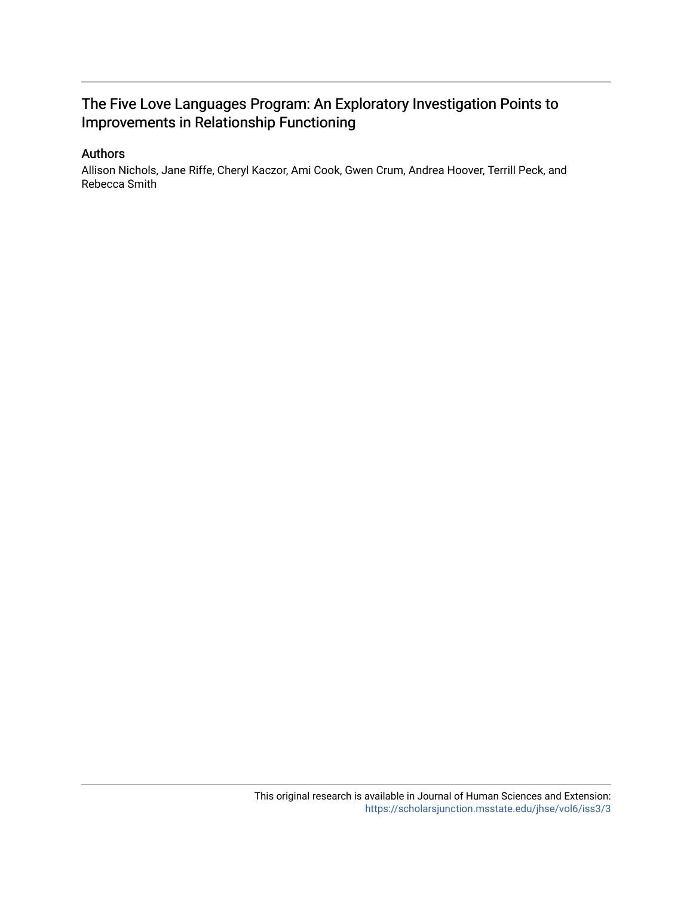# The Five Love Languages Program: An Exploratory Investigation Points to Improvements in Relationship Functioning

## Authors

Allison Nichols, Jane Riffe, Cheryl Kaczor, Ami Cook, Gwen Crum, Andrea Hoover, Terrill Peck, and Rebecca Smith

This original research is available in Journal of Human Sciences and Extension: https://scholarsjunction.msstate.edu/jhse/vol6/iss3/3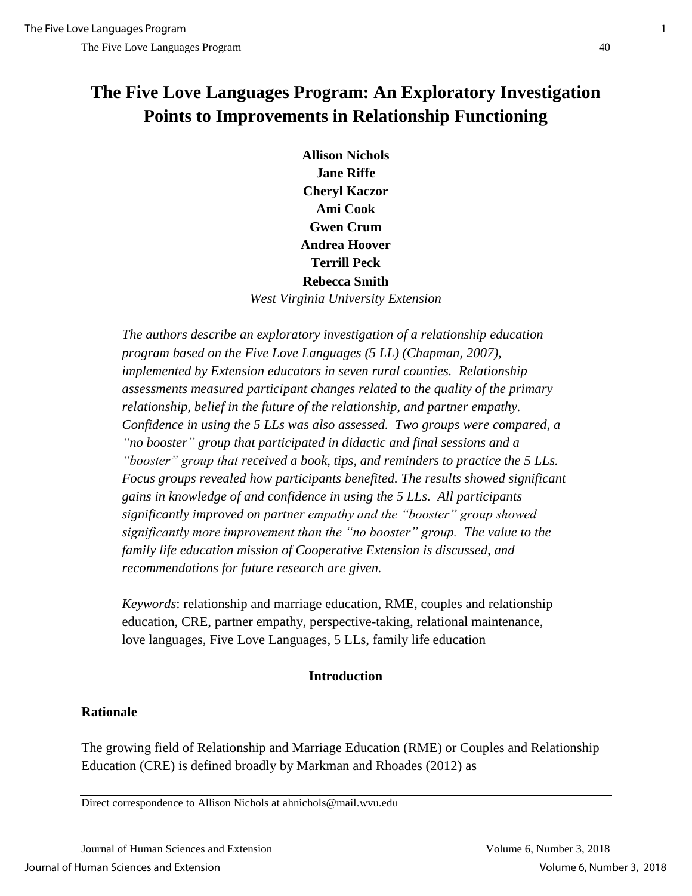# The Five Love Languages Program: An Exploratory Investigation Points to Improvements in Relationship Functioning

**Allison Nichols**
**Jane Riffe**
**Cheryl Kaczor**
**Ami Cook**
**Gwen Crum**
**Andrea Hoover**
**Terrill Peck**
**Rebecca Smith**
*West Virginia University Extension*

*The authors describe an exploratory investigation of a relationship education program based on the Five Love Languages (5 LL) (Chapman, 2007), implemented by Extension educators in seven rural counties. Relationship assessments measured participant changes related to the quality of the primary relationship, belief in the future of the relationship, and partner empathy. Confidence in using the 5 LLs was also assessed. Two groups were compared, a "no booster" group that participated in didactic and final sessions and a "booster" group that received a book, tips, and reminders to practice the 5 LLs. Focus groups revealed how participants benefited. The results showed significant gains in knowledge of and confidence in using the 5 LLs. All participants significantly improved on partner empathy and the "booster" group showed significantly more improvement than the "no booster" group. The value to the family life education mission of Cooperative Extension is discussed, and recommendations for future research are given.*

*Keywords*: relationship and marriage education, RME, couples and relationship education, CRE, partner empathy, perspective-taking, relational maintenance, love languages, Five Love Languages, 5 LLs, family life education

## Introduction

### Rationale

The growing field of Relationship and Marriage Education (RME) or Couples and Relationship Education (CRE) is defined broadly by Markman and Rhoades (2012) as

Direct correspondence to Allison Nichols at ahnichols@mail.wvu.edu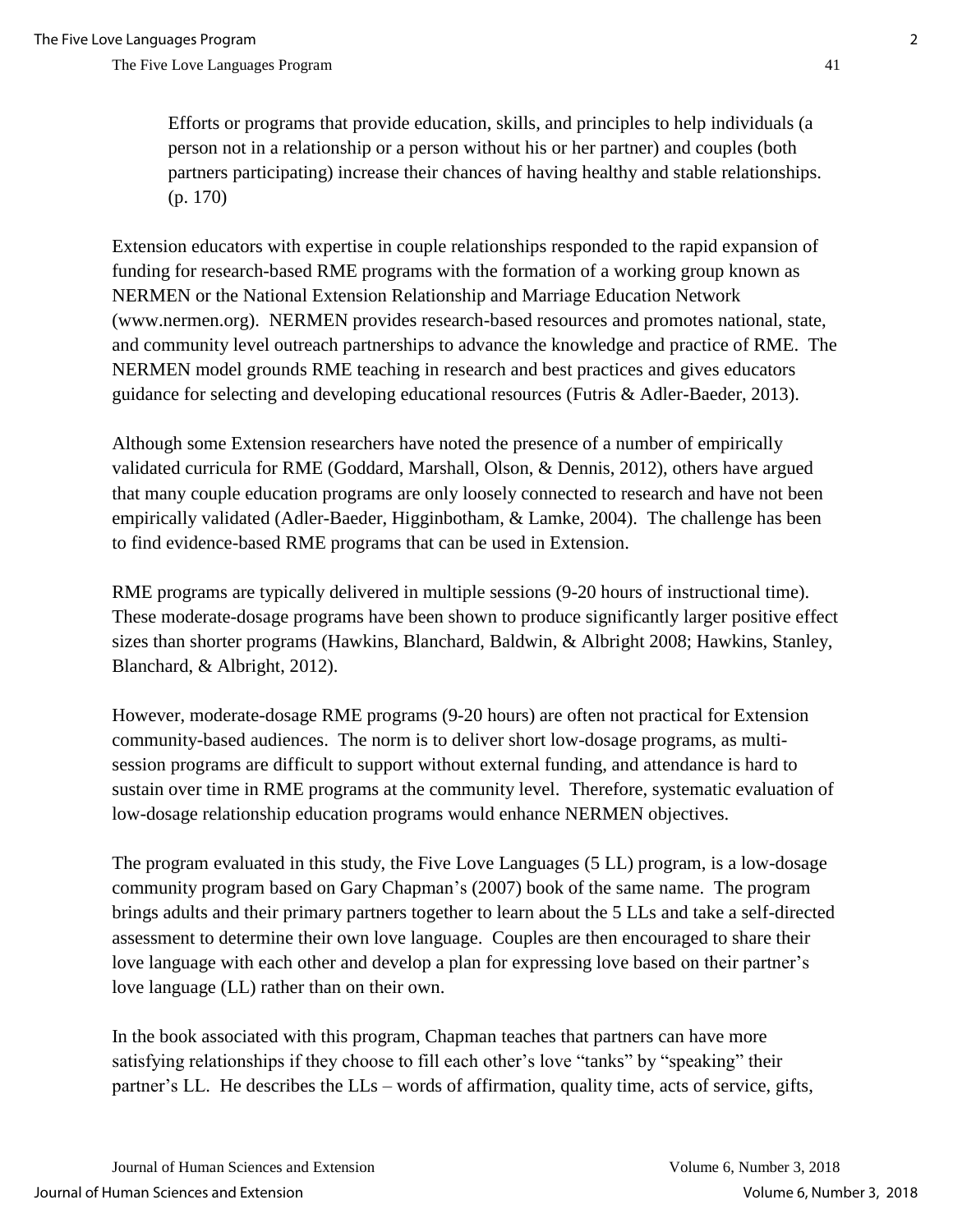> Efforts or programs that provide education, skills, and principles to help individuals (a person not in a relationship or a person without his or her partner) and couples (both partners participating) increase their chances of having healthy and stable relationships. (p. 170)

Extension educators with expertise in couple relationships responded to the rapid expansion of funding for research-based RME programs with the formation of a working group known as NERMEN or the National Extension Relationship and Marriage Education Network (www.nermen.org). NERMEN provides research-based resources and promotes national, state, and community level outreach partnerships to advance the knowledge and practice of RME. The NERMEN model grounds RME teaching in research and best practices and gives educators guidance for selecting and developing educational resources (Futris & Adler-Baeder, 2013).

Although some Extension researchers have noted the presence of a number of empirically validated curricula for RME (Goddard, Marshall, Olson, & Dennis, 2012), others have argued that many couple education programs are only loosely connected to research and have not been empirically validated (Adler-Baeder, Higginbotham, & Lamke, 2004). The challenge has been to find evidence-based RME programs that can be used in Extension.

RME programs are typically delivered in multiple sessions (9-20 hours of instructional time). These moderate-dosage programs have been shown to produce significantly larger positive effect sizes than shorter programs (Hawkins, Blanchard, Baldwin, & Albright 2008; Hawkins, Stanley, Blanchard, & Albright, 2012).

However, moderate-dosage RME programs (9-20 hours) are often not practical for Extension community-based audiences. The norm is to deliver short low-dosage programs, as multi-session programs are difficult to support without external funding, and attendance is hard to sustain over time in RME programs at the community level. Therefore, systematic evaluation of low-dosage relationship education programs would enhance NERMEN objectives.

The program evaluated in this study, the Five Love Languages (5 LL) program, is a low-dosage community program based on Gary Chapman's (2007) book of the same name. The program brings adults and their primary partners together to learn about the 5 LLs and take a self-directed assessment to determine their own love language. Couples are then encouraged to share their love language with each other and develop a plan for expressing love based on their partner's love language (LL) rather than on their own.

In the book associated with this program, Chapman teaches that partners can have more satisfying relationships if they choose to fill each other's love "tanks" by "speaking" their partner's LL. He describes the LLs – words of affirmation, quality time, acts of service, gifts,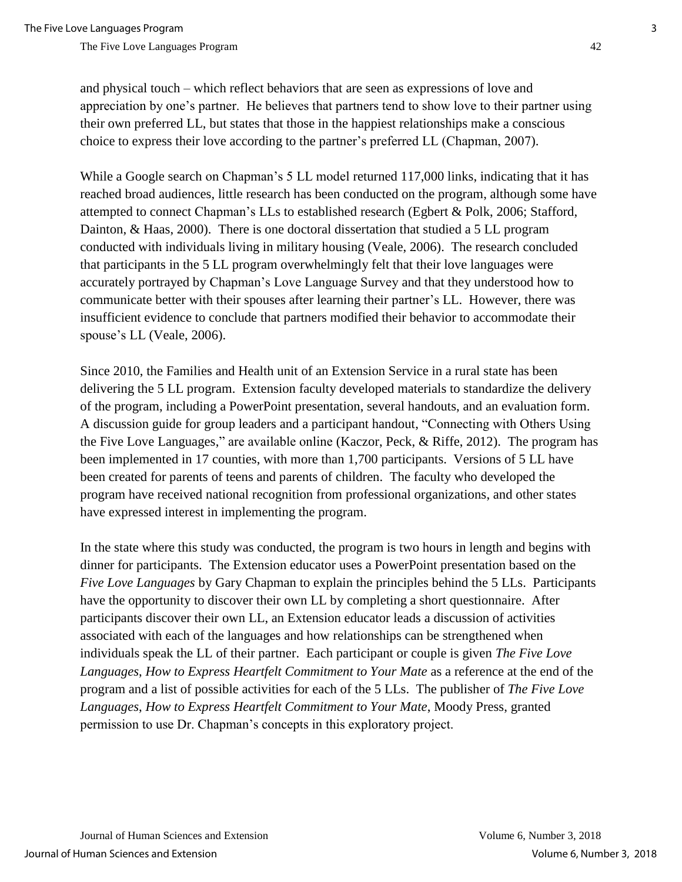and physical touch – which reflect behaviors that are seen as expressions of love and appreciation by one's partner. He believes that partners tend to show love to their partner using their own preferred LL, but states that those in the happiest relationships make a conscious choice to express their love according to the partner's preferred LL (Chapman, 2007).

While a Google search on Chapman's 5 LL model returned 117,000 links, indicating that it has reached broad audiences, little research has been conducted on the program, although some have attempted to connect Chapman's LLs to established research (Egbert & Polk, 2006; Stafford, Dainton, & Haas, 2000). There is one doctoral dissertation that studied a 5 LL program conducted with individuals living in military housing (Veale, 2006). The research concluded that participants in the 5 LL program overwhelmingly felt that their love languages were accurately portrayed by Chapman's Love Language Survey and that they understood how to communicate better with their spouses after learning their partner's LL. However, there was insufficient evidence to conclude that partners modified their behavior to accommodate their spouse's LL (Veale, 2006).

Since 2010, the Families and Health unit of an Extension Service in a rural state has been delivering the 5 LL program. Extension faculty developed materials to standardize the delivery of the program, including a PowerPoint presentation, several handouts, and an evaluation form. A discussion guide for group leaders and a participant handout, "Connecting with Others Using the Five Love Languages," are available online (Kaczor, Peck, & Riffe, 2012). The program has been implemented in 17 counties, with more than 1,700 participants. Versions of 5 LL have been created for parents of teens and parents of children. The faculty who developed the program have received national recognition from professional organizations, and other states have expressed interest in implementing the program.

In the state where this study was conducted, the program is two hours in length and begins with dinner for participants. The Extension educator uses a PowerPoint presentation based on the *Five Love Languages* by Gary Chapman to explain the principles behind the 5 LLs. Participants have the opportunity to discover their own LL by completing a short questionnaire. After participants discover their own LL, an Extension educator leads a discussion of activities associated with each of the languages and how relationships can be strengthened when individuals speak the LL of their partner. Each participant or couple is given *The Five Love Languages, How to Express Heartfelt Commitment to Your Mate* as a reference at the end of the program and a list of possible activities for each of the 5 LLs. The publisher of *The Five Love Languages, How to Express Heartfelt Commitment to Your Mate*, Moody Press, granted permission to use Dr. Chapman's concepts in this exploratory project.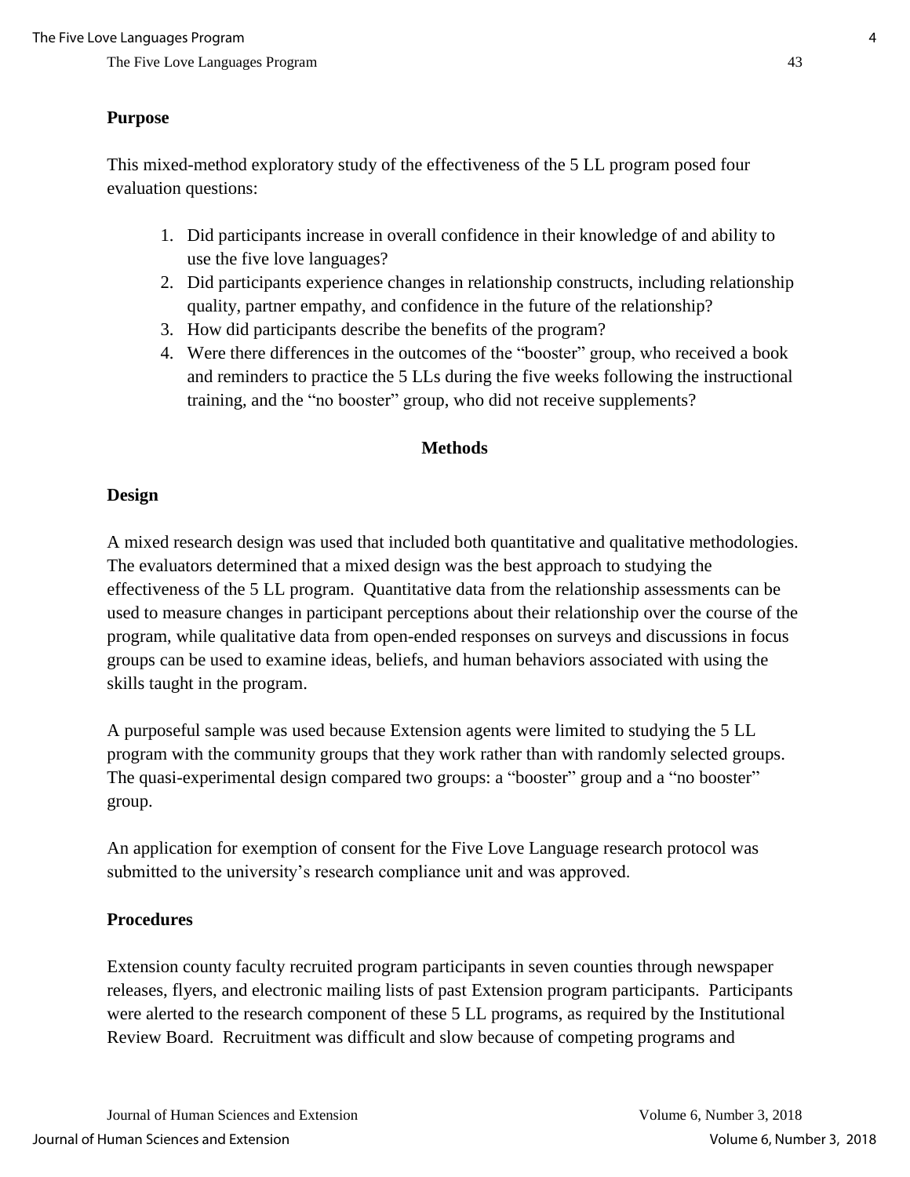## Purpose

This mixed-method exploratory study of the effectiveness of the 5 LL program posed four evaluation questions:

1. Did participants increase in overall confidence in their knowledge of and ability to use the five love languages?
2. Did participants experience changes in relationship constructs, including relationship quality, partner empathy, and confidence in the future of the relationship?
3. How did participants describe the benefits of the program?
4. Were there differences in the outcomes of the "booster" group, who received a book and reminders to practice the 5 LLs during the five weeks following the instructional training, and the "no booster" group, who did not receive supplements?

# Methods

## Design

A mixed research design was used that included both quantitative and qualitative methodologies. The evaluators determined that a mixed design was the best approach to studying the effectiveness of the 5 LL program. Quantitative data from the relationship assessments can be used to measure changes in participant perceptions about their relationship over the course of the program, while qualitative data from open-ended responses on surveys and discussions in focus groups can be used to examine ideas, beliefs, and human behaviors associated with using the skills taught in the program.

A purposeful sample was used because Extension agents were limited to studying the 5 LL program with the community groups that they work rather than with randomly selected groups. The quasi-experimental design compared two groups: a "booster" group and a "no booster" group.

An application for exemption of consent for the Five Love Language research protocol was submitted to the university's research compliance unit and was approved.

## Procedures

Extension county faculty recruited program participants in seven counties through newspaper releases, flyers, and electronic mailing lists of past Extension program participants. Participants were alerted to the research component of these 5 LL programs, as required by the Institutional Review Board. Recruitment was difficult and slow because of competing programs and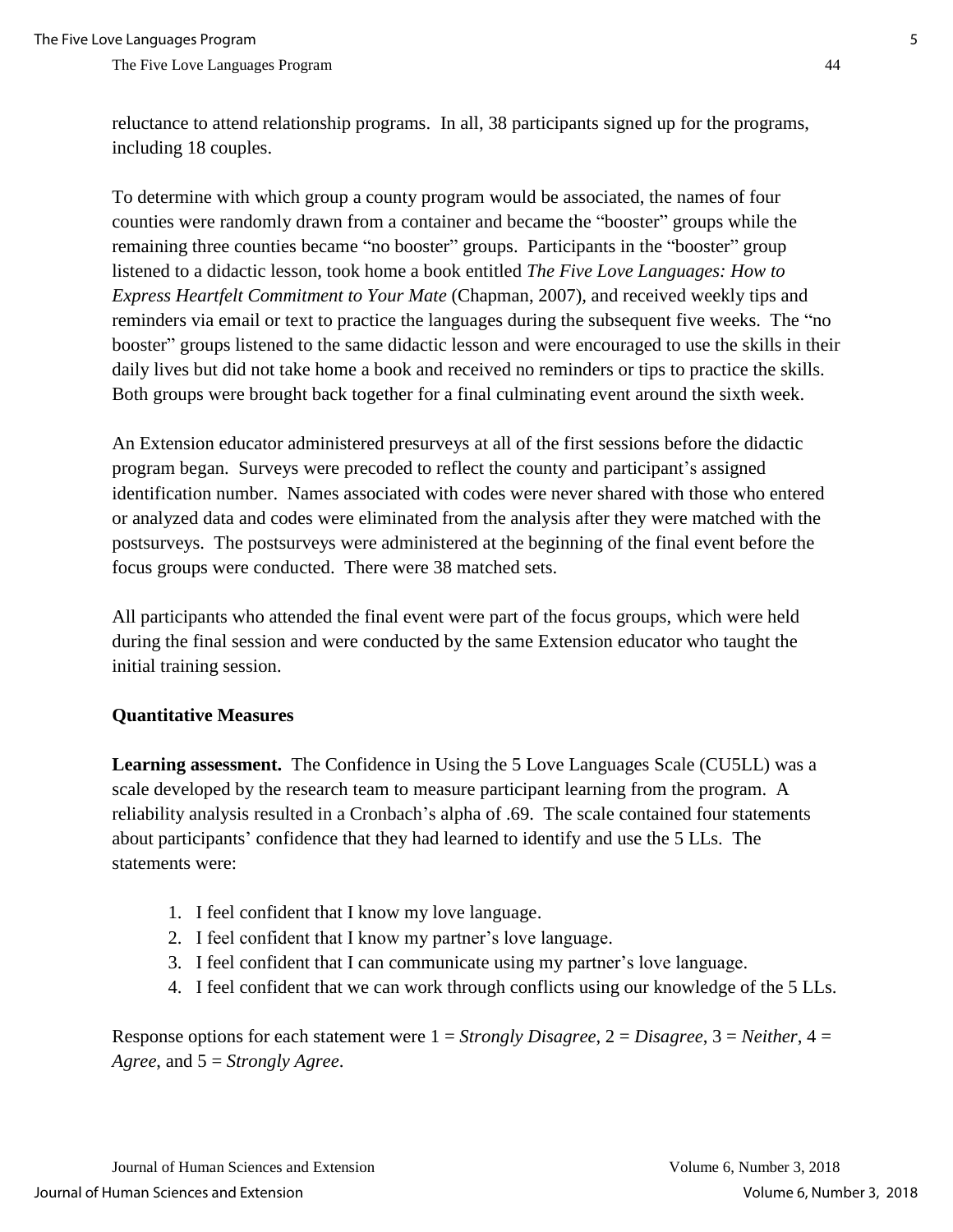reluctance to attend relationship programs. In all, 38 participants signed up for the programs, including 18 couples.

To determine with which group a county program would be associated, the names of four counties were randomly drawn from a container and became the "booster" groups while the remaining three counties became "no booster" groups. Participants in the "booster" group listened to a didactic lesson, took home a book entitled *The Five Love Languages: How to Express Heartfelt Commitment to Your Mate* (Chapman, 2007), and received weekly tips and reminders via email or text to practice the languages during the subsequent five weeks. The "no booster" groups listened to the same didactic lesson and were encouraged to use the skills in their daily lives but did not take home a book and received no reminders or tips to practice the skills. Both groups were brought back together for a final culminating event around the sixth week.

An Extension educator administered presurveys at all of the first sessions before the didactic program began. Surveys were precoded to reflect the county and participant's assigned identification number. Names associated with codes were never shared with those who entered or analyzed data and codes were eliminated from the analysis after they were matched with the postsurveys. The postsurveys were administered at the beginning of the final event before the focus groups were conducted. There were 38 matched sets.

All participants who attended the final event were part of the focus groups, which were held during the final session and were conducted by the same Extension educator who taught the initial training session.

### Quantitative Measures

**Learning assessment.** The Confidence in Using the 5 Love Languages Scale (CU5LL) was a scale developed by the research team to measure participant learning from the program. A reliability analysis resulted in a Cronbach's alpha of .69. The scale contained four statements about participants' confidence that they had learned to identify and use the 5 LLs. The statements were:

1. I feel confident that I know my love language.
2. I feel confident that I know my partner's love language.
3. I feel confident that I can communicate using my partner's love language.
4. I feel confident that we can work through conflicts using our knowledge of the 5 LLs.

Response options for each statement were 1 = *Strongly Disagree*, 2 = *Disagree*, 3 = *Neither*, 4 = *Agree*, and 5 = *Strongly Agree*.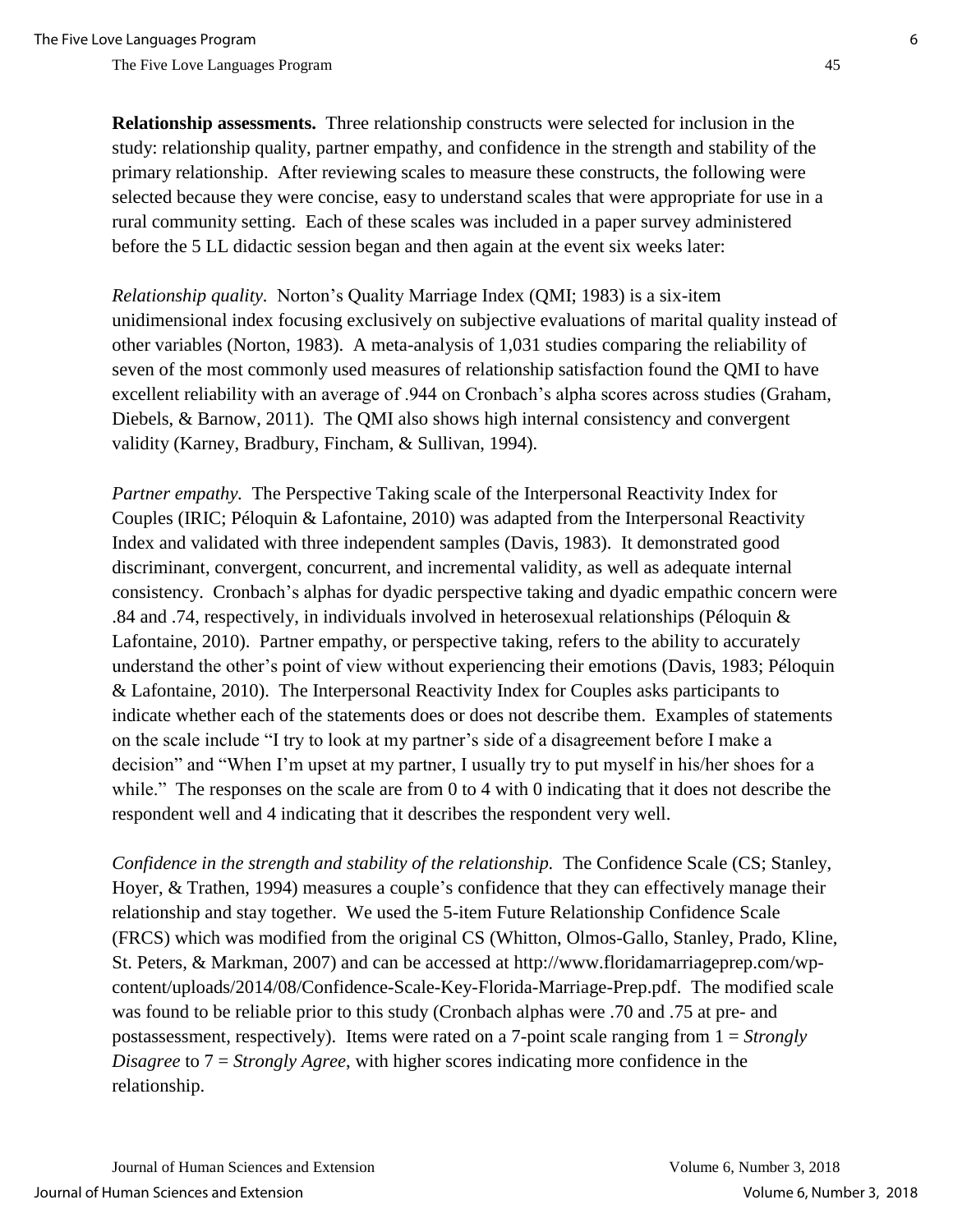**Relationship assessments.** Three relationship constructs were selected for inclusion in the study: relationship quality, partner empathy, and confidence in the strength and stability of the primary relationship. After reviewing scales to measure these constructs, the following were selected because they were concise, easy to understand scales that were appropriate for use in a rural community setting. Each of these scales was included in a paper survey administered before the 5 LL didactic session began and then again at the event six weeks later:

*Relationship quality.* Norton's Quality Marriage Index (QMI; 1983) is a six-item unidimensional index focusing exclusively on subjective evaluations of marital quality instead of other variables (Norton, 1983). A meta-analysis of 1,031 studies comparing the reliability of seven of the most commonly used measures of relationship satisfaction found the QMI to have excellent reliability with an average of .944 on Cronbach's alpha scores across studies (Graham, Diebels, & Barnow, 2011). The QMI also shows high internal consistency and convergent validity (Karney, Bradbury, Fincham, & Sullivan, 1994).

*Partner empathy.* The Perspective Taking scale of the Interpersonal Reactivity Index for Couples (IRIC; Péloquin & Lafontaine, 2010) was adapted from the Interpersonal Reactivity Index and validated with three independent samples (Davis, 1983). It demonstrated good discriminant, convergent, concurrent, and incremental validity, as well as adequate internal consistency. Cronbach's alphas for dyadic perspective taking and dyadic empathic concern were .84 and .74, respectively, in individuals involved in heterosexual relationships (Péloquin & Lafontaine, 2010). Partner empathy, or perspective taking, refers to the ability to accurately understand the other's point of view without experiencing their emotions (Davis, 1983; Péloquin & Lafontaine, 2010). The Interpersonal Reactivity Index for Couples asks participants to indicate whether each of the statements does or does not describe them. Examples of statements on the scale include "I try to look at my partner's side of a disagreement before I make a decision" and "When I'm upset at my partner, I usually try to put myself in his/her shoes for a while." The responses on the scale are from 0 to 4 with 0 indicating that it does not describe the respondent well and 4 indicating that it describes the respondent very well.

*Confidence in the strength and stability of the relationship.* The Confidence Scale (CS; Stanley, Hoyer, & Trathen, 1994) measures a couple's confidence that they can effectively manage their relationship and stay together. We used the 5-item Future Relationship Confidence Scale (FRCS) which was modified from the original CS (Whitton, Olmos-Gallo, Stanley, Prado, Kline, St. Peters, & Markman, 2007) and can be accessed at http://www.floridamarriageprep.com/wp-content/uploads/2014/08/Confidence-Scale-Key-Florida-Marriage-Prep.pdf. The modified scale was found to be reliable prior to this study (Cronbach alphas were .70 and .75 at pre- and postassessment, respectively). Items were rated on a 7-point scale ranging from 1 = *Strongly Disagree* to 7 = *Strongly Agree*, with higher scores indicating more confidence in the relationship.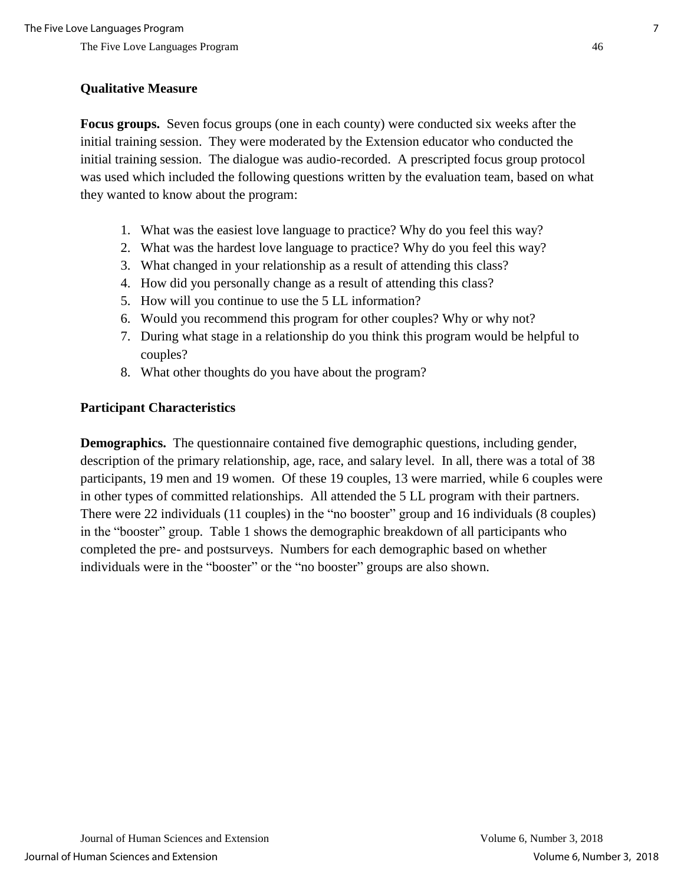**Qualitative Measure**

**Focus groups.** Seven focus groups (one in each county) were conducted six weeks after the initial training session. They were moderated by the Extension educator who conducted the initial training session. The dialogue was audio-recorded. A prescripted focus group protocol was used which included the following questions written by the evaluation team, based on what they wanted to know about the program:

1. What was the easiest love language to practice? Why do you feel this way?
2. What was the hardest love language to practice? Why do you feel this way?
3. What changed in your relationship as a result of attending this class?
4. How did you personally change as a result of attending this class?
5. How will you continue to use the 5 LL information?
6. Would you recommend this program for other couples? Why or why not?
7. During what stage in a relationship do you think this program would be helpful to couples?
8. What other thoughts do you have about the program?

**Participant Characteristics**

**Demographics.** The questionnaire contained five demographic questions, including gender, description of the primary relationship, age, race, and salary level. In all, there was a total of 38 participants, 19 men and 19 women. Of these 19 couples, 13 were married, while 6 couples were in other types of committed relationships. All attended the 5 LL program with their partners. There were 22 individuals (11 couples) in the "no booster" group and 16 individuals (8 couples) in the "booster" group. Table 1 shows the demographic breakdown of all participants who completed the pre- and postsurveys. Numbers for each demographic based on whether individuals were in the "booster" or the "no booster" groups are also shown.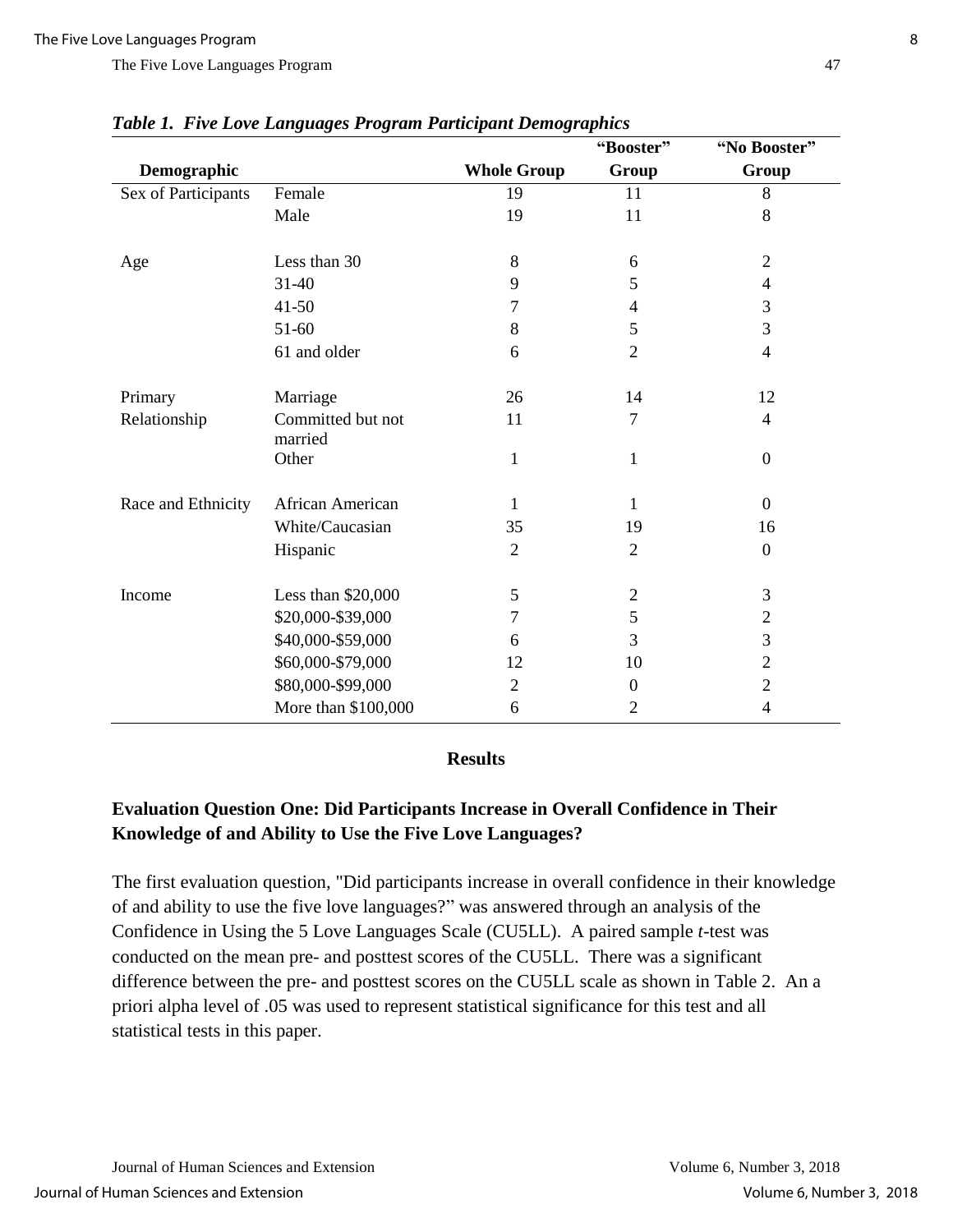*Table 1. Five Love Languages Program Participant Demographics*

| Demographic | | Whole Group | "Booster" Group | "No Booster" Group |
|---|---|---|---|---|
| Sex of Participants | Female | 19 | 11 | 8 |
| | Male | 19 | 11 | 8 |
| Age | Less than 30 | 8 | 6 | 2 |
| | 31-40 | 9 | 5 | 4 |
| | 41-50 | 7 | 4 | 3 |
| | 51-60 | 8 | 5 | 3 |
| | 61 and older | 6 | 2 | 4 |
| Primary Relationship | Marriage | 26 | 14 | 12 |
| | Committed but not married | 11 | 7 | 4 |
| | Other | 1 | 1 | 0 |
| Race and Ethnicity | African American | 1 | 1 | 0 |
| | White/Caucasian | 35 | 19 | 16 |
| | Hispanic | 2 | 2 | 0 |
| Income | Less than $20,000 | 5 | 2 | 3 |
| | $20,000-$39,000 | 7 | 5 | 2 |
| | $40,000-$59,000 | 6 | 3 | 3 |
| | $60,000-$79,000 | 12 | 10 | 2 |
| | $80,000-$99,000 | 2 | 0 | 2 |
| | More than $100,000 | 6 | 2 | 4 |

## Results

### Evaluation Question One: Did Participants Increase in Overall Confidence in Their Knowledge of and Ability to Use the Five Love Languages?

The first evaluation question, "Did participants increase in overall confidence in their knowledge of and ability to use the five love languages?" was answered through an analysis of the Confidence in Using the 5 Love Languages Scale (CU5LL). A paired sample *t*-test was conducted on the mean pre- and posttest scores of the CU5LL. There was a significant difference between the pre- and posttest scores on the CU5LL scale as shown in Table 2. An a priori alpha level of .05 was used to represent statistical significance for this test and all statistical tests in this paper.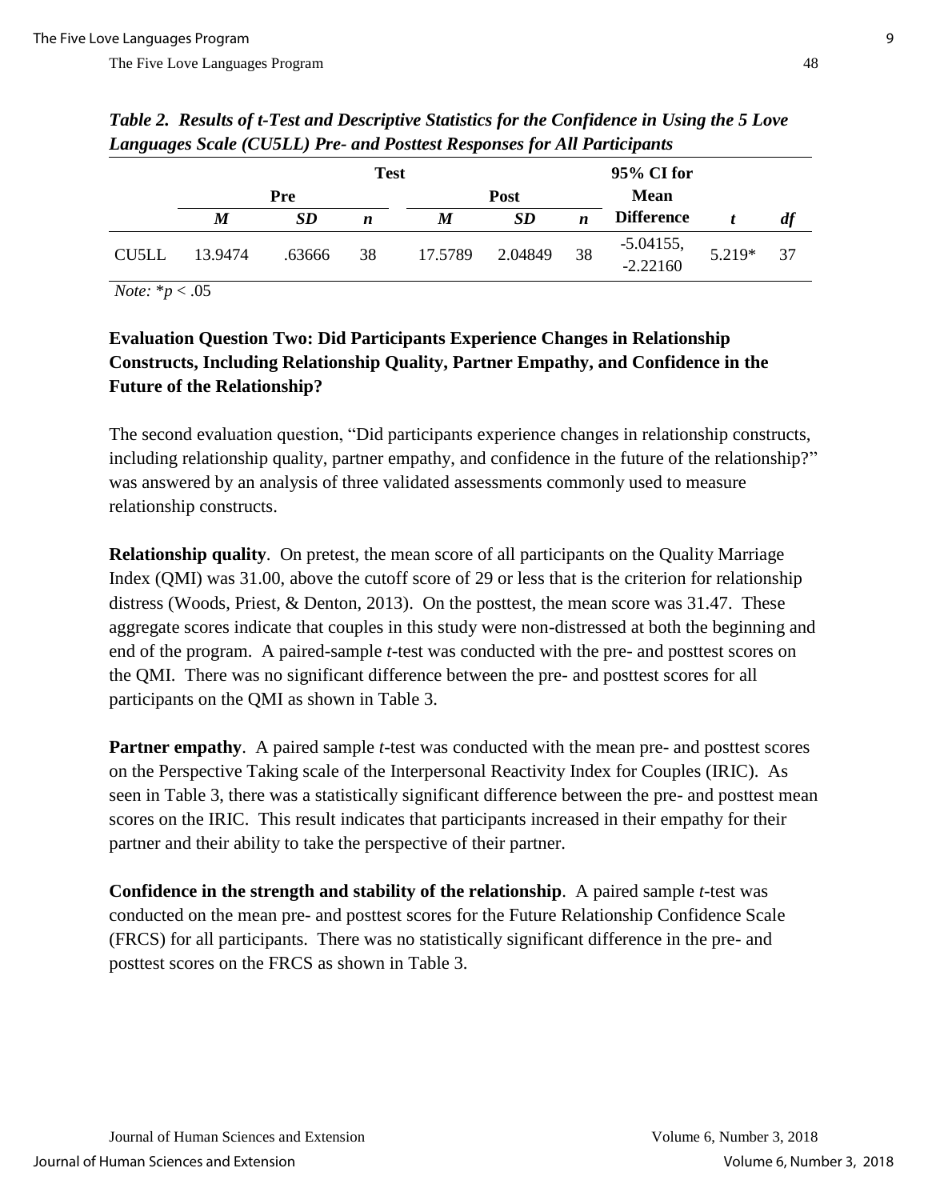*Table 2. Results of t-Test and Descriptive Statistics for the Confidence in Using the 5 Love Languages Scale (CU5LL) Pre- and Posttest Responses for All Participants*

| | Test | | | | | | 95% CI for Mean Difference | | |
|---|---|---|---|---|---|---|---|---|---|
| | Pre | | | Post | | | | | |
| | *M* | *SD* | *n* | *M* | *SD* | *n* | | *t* | *df* |
| CU5LL | 13.9474 | .63666 | 38 | 17.5789 | 2.04849 | 38 | -5.04155, -2.22160 | 5.219* | 37 |

*Note:* $*p < .05$

**Evaluation Question Two: Did Participants Experience Changes in Relationship Constructs, Including Relationship Quality, Partner Empathy, and Confidence in the Future of the Relationship?**

The second evaluation question, "Did participants experience changes in relationship constructs, including relationship quality, partner empathy, and confidence in the future of the relationship?" was answered by an analysis of three validated assessments commonly used to measure relationship constructs.

**Relationship quality**. On pretest, the mean score of all participants on the Quality Marriage Index (QMI) was 31.00, above the cutoff score of 29 or less that is the criterion for relationship distress (Woods, Priest, & Denton, 2013). On the posttest, the mean score was 31.47. These aggregate scores indicate that couples in this study were non-distressed at both the beginning and end of the program. A paired-sample *t*-test was conducted with the pre- and posttest scores on the QMI. There was no significant difference between the pre- and posttest scores for all participants on the QMI as shown in Table 3.

**Partner empathy**. A paired sample *t*-test was conducted with the mean pre- and posttest scores on the Perspective Taking scale of the Interpersonal Reactivity Index for Couples (IRIC). As seen in Table 3, there was a statistically significant difference between the pre- and posttest mean scores on the IRIC. This result indicates that participants increased in their empathy for their partner and their ability to take the perspective of their partner.

**Confidence in the strength and stability of the relationship**. A paired sample *t*-test was conducted on the mean pre- and posttest scores for the Future Relationship Confidence Scale (FRCS) for all participants. There was no statistically significant difference in the pre- and posttest scores on the FRCS as shown in Table 3.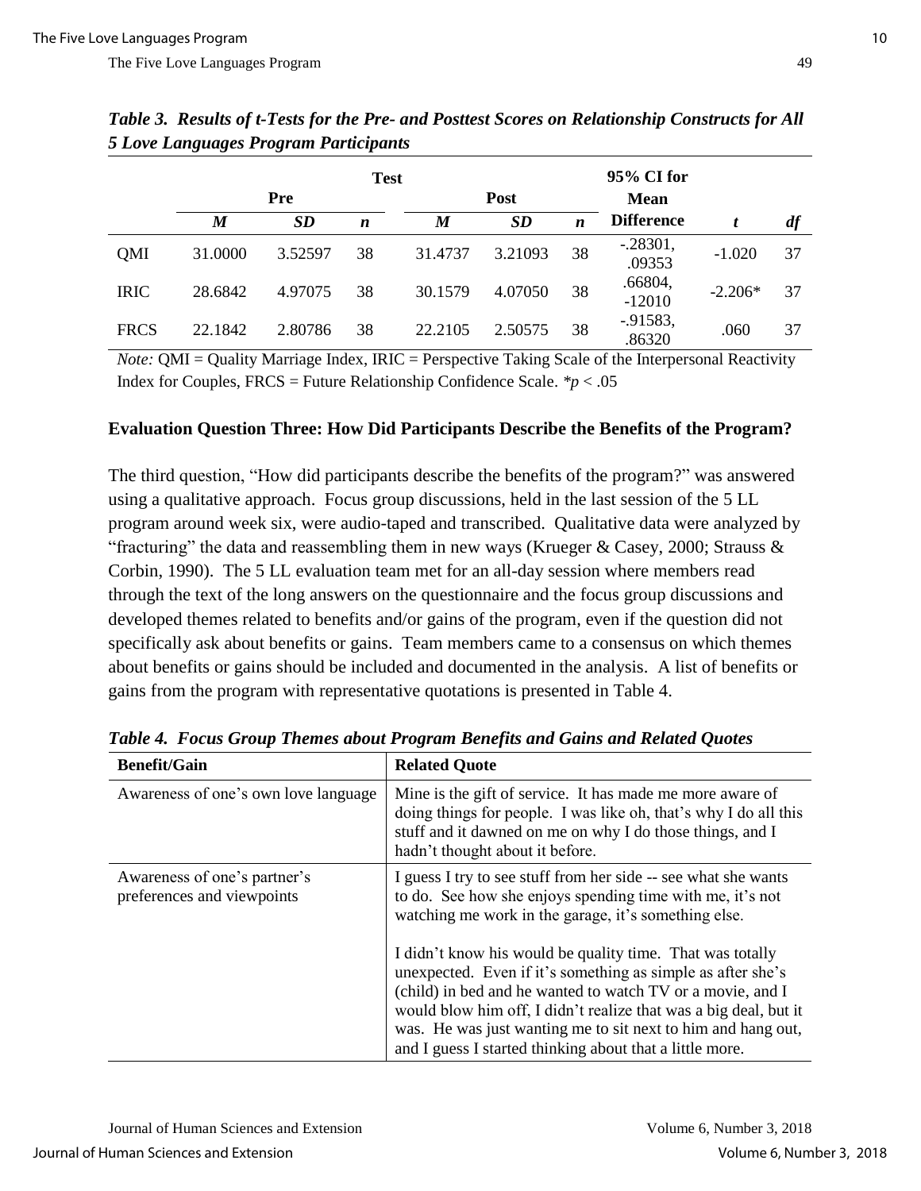*Table 3. Results of t-Tests for the Pre- and Posttest Scores on Relationship Constructs for All 5 Love Languages Program Participants*

| | Test | | | | | | 95% CI for Mean Difference | | |
|---|---|---|---|---|---|---|---|---|---|
| | Pre | | | Post | | | | | |
| | *M* | *SD* | *n* | *M* | *SD* | *n* | | *t* | *df* |
| QMI | 31.0000 | 3.52597 | 38 | 31.4737 | 3.21093 | 38 | -.28301, .09353 | -1.020 | 37 |
| IRIC | 28.6842 | 4.97075 | 38 | 30.1579 | 4.07050 | 38 | .66804, -12010 | -2.206* | 37 |
| FRCS | 22.1842 | 2.80786 | 38 | 22.2105 | 2.50575 | 38 | -.91583, .86320 | .060 | 37 |

*Note:* QMI = Quality Marriage Index, IRIC = Perspective Taking Scale of the Interpersonal Reactivity Index for Couples, FRCS = Future Relationship Confidence Scale. $*p < .05$

### Evaluation Question Three: How Did Participants Describe the Benefits of the Program?

The third question, "How did participants describe the benefits of the program?" was answered using a qualitative approach. Focus group discussions, held in the last session of the 5 LL program around week six, were audio-taped and transcribed. Qualitative data were analyzed by "fracturing" the data and reassembling them in new ways (Krueger & Casey, 2000; Strauss & Corbin, 1990). The 5 LL evaluation team met for an all-day session where members read through the text of the long answers on the questionnaire and the focus group discussions and developed themes related to benefits and/or gains of the program, even if the question did not specifically ask about benefits or gains. Team members came to a consensus on which themes about benefits or gains should be included and documented in the analysis. A list of benefits or gains from the program with representative quotations is presented in Table 4.

*Table 4. Focus Group Themes about Program Benefits and Gains and Related Quotes*

| Benefit/Gain | Related Quote |
|---|---|
| Awareness of one's own love language | Mine is the gift of service. It has made me more aware of doing things for people. I was like oh, that's why I do all this stuff and it dawned on me on why I do those things, and I hadn't thought about it before. |
| Awareness of one's partner's preferences and viewpoints | I guess I try to see stuff from her side -- see what she wants to do. See how she enjoys spending time with me, it's not watching me work in the garage, it's something else.<br><br>I didn't know his would be quality time. That was totally unexpected. Even if it's something as simple as after she's (child) in bed and he wanted to watch TV or a movie, and I would blow him off, I didn't realize that was a big deal, but it was. He was just wanting me to sit next to him and hang out, and I guess I started thinking about that a little more. |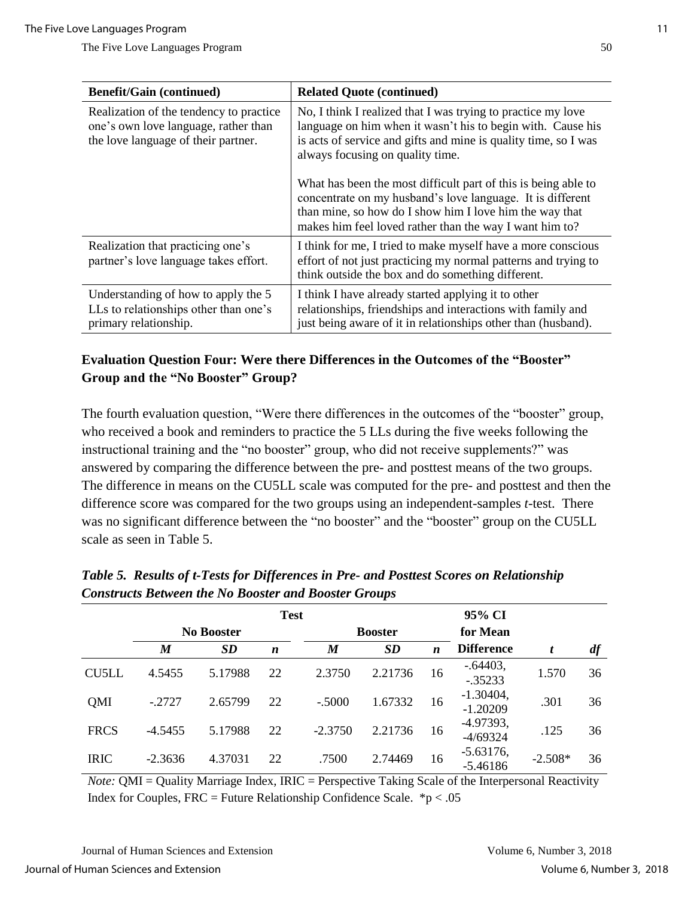| Benefit/Gain (continued) | Related Quote (continued) |
|---|---|
| Realization of the tendency to practice one's own love language, rather than the love language of their partner. | No, I think I realized that I was trying to practice my love language on him when it wasn't his to begin with. Cause his is acts of service and gifts and mine is quality time, so I was always focusing on quality time.<br><br>What has been the most difficult part of this is being able to concentrate on my husband's love language. It is different than mine, so how do I show him I love him the way that makes him feel loved rather than the way I want him to? |
| Realization that practicing one's partner's love language takes effort. | I think for me, I tried to make myself have a more conscious effort of not just practicing my normal patterns and trying to think outside the box and do something different. |
| Understanding of how to apply the 5 LLs to relationships other than one's primary relationship. | I think I have already started applying it to other relationships, friendships and interactions with family and just being aware of it in relationships other than (husband). |

## Evaluation Question Four: Were there Differences in the Outcomes of the "Booster" Group and the "No Booster" Group?

The fourth evaluation question, "Were there differences in the outcomes of the "booster" group, who received a book and reminders to practice the 5 LLs during the five weeks following the instructional training and the "no booster" group, who did not receive supplements?" was answered by comparing the difference between the pre- and posttest means of the two groups. The difference in means on the CU5LL scale was computed for the pre- and posttest and then the difference score was compared for the two groups using an independent-samples *t*-test. There was no significant difference between the "no booster" and the "booster" group on the CU5LL scale as seen in Table 5.

***Table 5. Results of t-Tests for Differences in Pre- and Posttest Scores on Relationship Constructs Between the No Booster and Booster Groups***

| | Test | | | | | | 95% CI | | |
|---|---|---|---|---|---|---|---|---|---|
| | No Booster | | | Booster | | | for Mean | | |
| | *M* | *SD* | *n* | *M* | *SD* | *n* | Difference | *t* | *df* |
| CU5LL | 4.5455 | 5.17988 | 22 | 2.3750 | 2.21736 | 16 | -.64403, -.35233 | 1.570 | 36 |
| QMI | -.2727 | 2.65799 | 22 | -.5000 | 1.67332 | 16 | -1.30404, -1.20209 | .301 | 36 |
| FRCS | -4.5455 | 5.17988 | 22 | -2.3750 | 2.21736 | 16 | -4.97393, -4/69324 | .125 | 36 |
| IRIC | -2.3636 | 4.37031 | 22 | .7500 | 2.74469 | 16 | -5.63176, -5.46186 | -2.508* | 36 |

*Note:* QMI = Quality Marriage Index, IRIC = Perspective Taking Scale of the Interpersonal Reactivity Index for Couples, FRC = Future Relationship Confidence Scale. *p < .05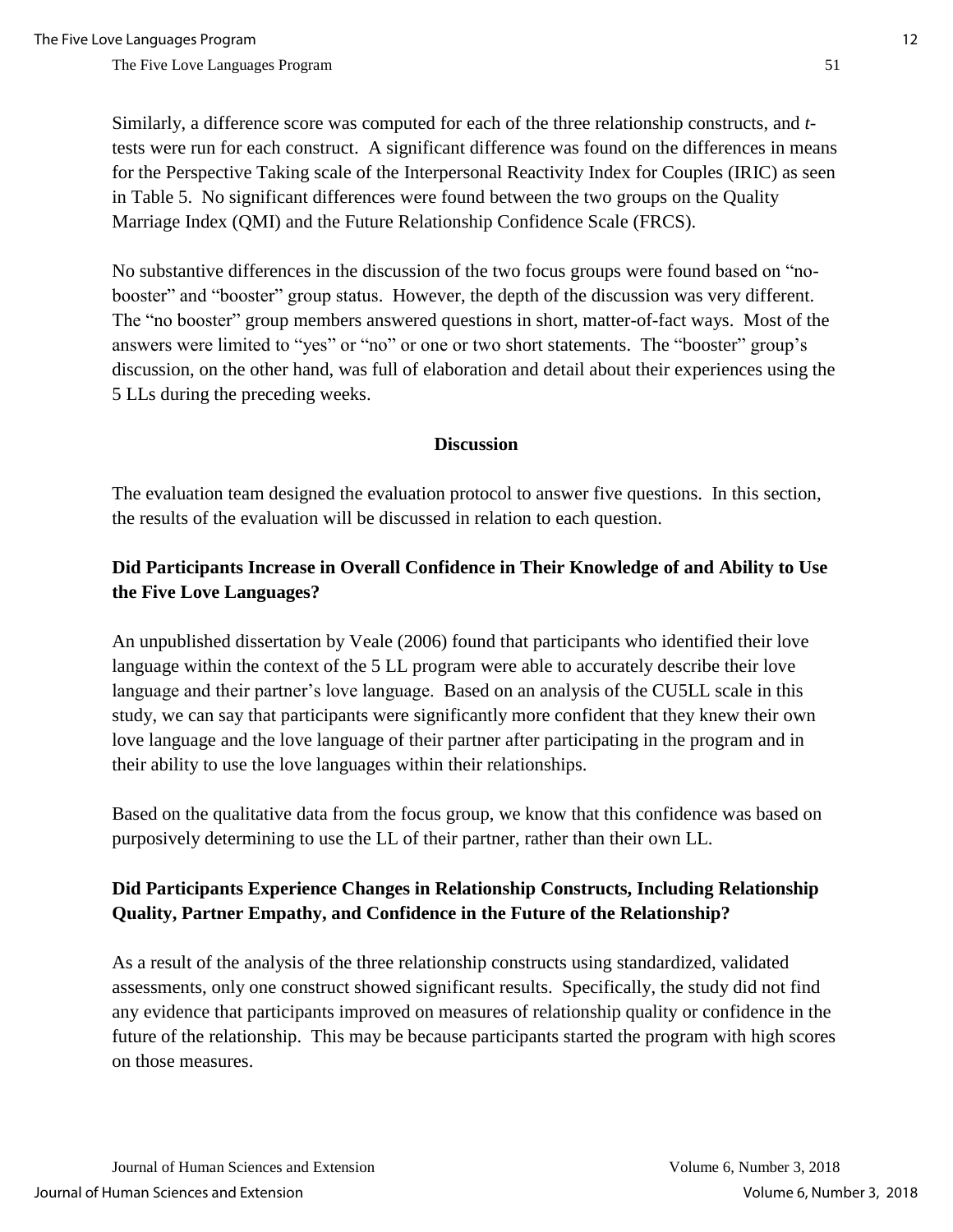Similarly, a difference score was computed for each of the three relationship constructs, and *t*-tests were run for each construct. A significant difference was found on the differences in means for the Perspective Taking scale of the Interpersonal Reactivity Index for Couples (IRIC) as seen in Table 5. No significant differences were found between the two groups on the Quality Marriage Index (QMI) and the Future Relationship Confidence Scale (FRCS).

No substantive differences in the discussion of the two focus groups were found based on "no-booster" and "booster" group status. However, the depth of the discussion was very different. The "no booster" group members answered questions in short, matter-of-fact ways. Most of the answers were limited to "yes" or "no" or one or two short statements. The "booster" group's discussion, on the other hand, was full of elaboration and detail about their experiences using the 5 LLs during the preceding weeks.

## Discussion

The evaluation team designed the evaluation protocol to answer five questions. In this section, the results of the evaluation will be discussed in relation to each question.

### Did Participants Increase in Overall Confidence in Their Knowledge of and Ability to Use the Five Love Languages?

An unpublished dissertation by Veale (2006) found that participants who identified their love language within the context of the 5 LL program were able to accurately describe their love language and their partner's love language. Based on an analysis of the CU5LL scale in this study, we can say that participants were significantly more confident that they knew their own love language and the love language of their partner after participating in the program and in their ability to use the love languages within their relationships.

Based on the qualitative data from the focus group, we know that this confidence was based on purposively determining to use the LL of their partner, rather than their own LL.

### Did Participants Experience Changes in Relationship Constructs, Including Relationship Quality, Partner Empathy, and Confidence in the Future of the Relationship?

As a result of the analysis of the three relationship constructs using standardized, validated assessments, only one construct showed significant results. Specifically, the study did not find any evidence that participants improved on measures of relationship quality or confidence in the future of the relationship. This may be because participants started the program with high scores on those measures.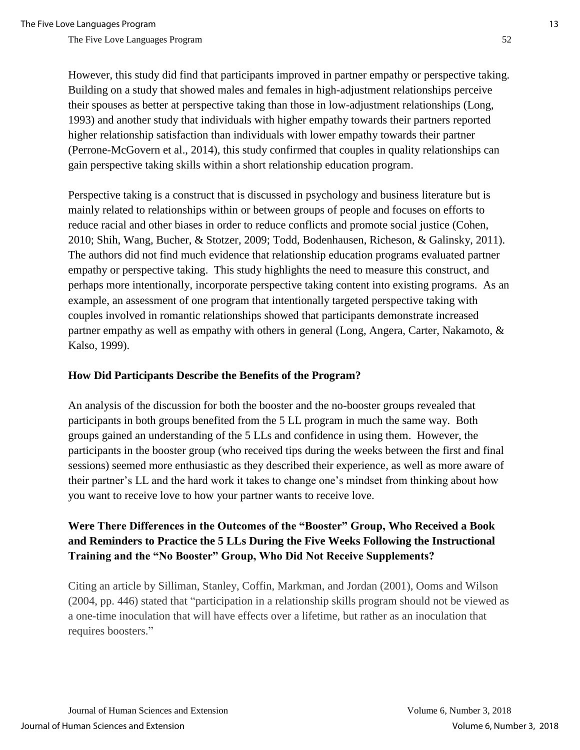However, this study did find that participants improved in partner empathy or perspective taking. Building on a study that showed males and females in high-adjustment relationships perceive their spouses as better at perspective taking than those in low-adjustment relationships (Long, 1993) and another study that individuals with higher empathy towards their partners reported higher relationship satisfaction than individuals with lower empathy towards their partner (Perrone-McGovern et al., 2014), this study confirmed that couples in quality relationships can gain perspective taking skills within a short relationship education program.

Perspective taking is a construct that is discussed in psychology and business literature but is mainly related to relationships within or between groups of people and focuses on efforts to reduce racial and other biases in order to reduce conflicts and promote social justice (Cohen, 2010; Shih, Wang, Bucher, & Stotzer, 2009; Todd, Bodenhausen, Richeson, & Galinsky, 2011). The authors did not find much evidence that relationship education programs evaluated partner empathy or perspective taking. This study highlights the need to measure this construct, and perhaps more intentionally, incorporate perspective taking content into existing programs. As an example, an assessment of one program that intentionally targeted perspective taking with couples involved in romantic relationships showed that participants demonstrate increased partner empathy as well as empathy with others in general (Long, Angera, Carter, Nakamoto, & Kalso, 1999).

### How Did Participants Describe the Benefits of the Program?

An analysis of the discussion for both the booster and the no-booster groups revealed that participants in both groups benefited from the 5 LL program in much the same way. Both groups gained an understanding of the 5 LLs and confidence in using them. However, the participants in the booster group (who received tips during the weeks between the first and final sessions) seemed more enthusiastic as they described their experience, as well as more aware of their partner's LL and the hard work it takes to change one's mindset from thinking about how you want to receive love to how your partner wants to receive love.

### Were There Differences in the Outcomes of the "Booster" Group, Who Received a Book and Reminders to Practice the 5 LLs During the Five Weeks Following the Instructional Training and the "No Booster" Group, Who Did Not Receive Supplements?

Citing an article by Silliman, Stanley, Coffin, Markman, and Jordan (2001), Ooms and Wilson (2004, pp. 446) stated that "participation in a relationship skills program should not be viewed as a one-time inoculation that will have effects over a lifetime, but rather as an inoculation that requires boosters."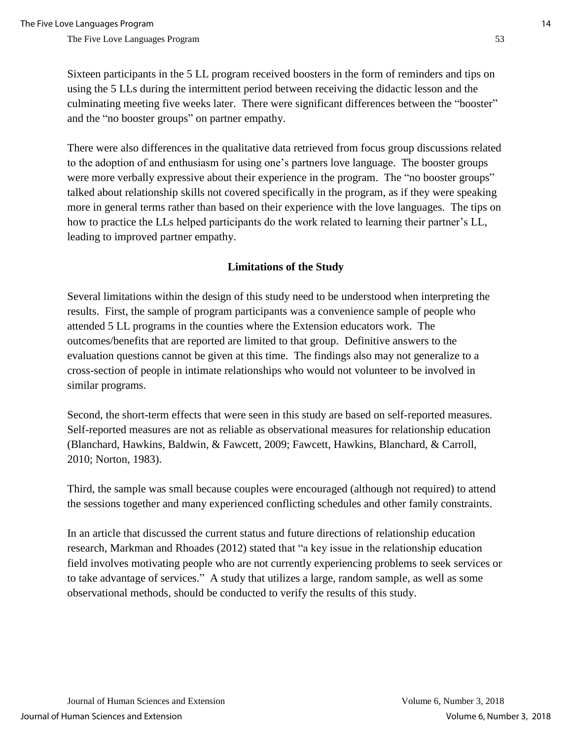Sixteen participants in the 5 LL program received boosters in the form of reminders and tips on using the 5 LLs during the intermittent period between receiving the didactic lesson and the culminating meeting five weeks later. There were significant differences between the "booster" and the "no booster groups" on partner empathy.

There were also differences in the qualitative data retrieved from focus group discussions related to the adoption of and enthusiasm for using one's partners love language. The booster groups were more verbally expressive about their experience in the program. The "no booster groups" talked about relationship skills not covered specifically in the program, as if they were speaking more in general terms rather than based on their experience with the love languages. The tips on how to practice the LLs helped participants do the work related to learning their partner's LL, leading to improved partner empathy.

## Limitations of the Study

Several limitations within the design of this study need to be understood when interpreting the results. First, the sample of program participants was a convenience sample of people who attended 5 LL programs in the counties where the Extension educators work. The outcomes/benefits that are reported are limited to that group. Definitive answers to the evaluation questions cannot be given at this time. The findings also may not generalize to a cross-section of people in intimate relationships who would not volunteer to be involved in similar programs.

Second, the short-term effects that were seen in this study are based on self-reported measures. Self-reported measures are not as reliable as observational measures for relationship education (Blanchard, Hawkins, Baldwin, & Fawcett, 2009; Fawcett, Hawkins, Blanchard, & Carroll, 2010; Norton, 1983).

Third, the sample was small because couples were encouraged (although not required) to attend the sessions together and many experienced conflicting schedules and other family constraints.

In an article that discussed the current status and future directions of relationship education research, Markman and Rhoades (2012) stated that "a key issue in the relationship education field involves motivating people who are not currently experiencing problems to seek services or to take advantage of services." A study that utilizes a large, random sample, as well as some observational methods, should be conducted to verify the results of this study.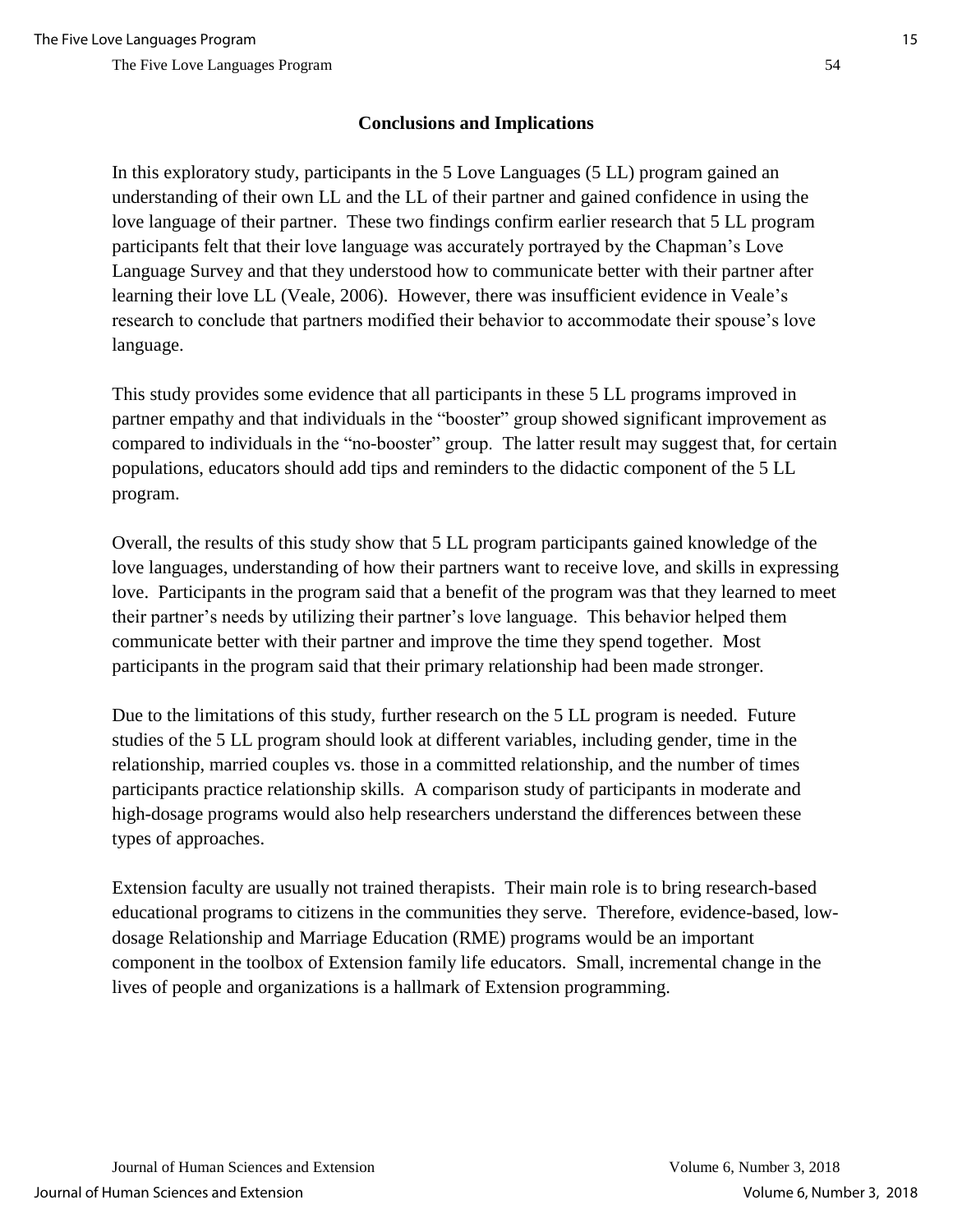## Conclusions and Implications

In this exploratory study, participants in the 5 Love Languages (5 LL) program gained an understanding of their own LL and the LL of their partner and gained confidence in using the love language of their partner. These two findings confirm earlier research that 5 LL program participants felt that their love language was accurately portrayed by the Chapman's Love Language Survey and that they understood how to communicate better with their partner after learning their love LL (Veale, 2006). However, there was insufficient evidence in Veale's research to conclude that partners modified their behavior to accommodate their spouse's love language.

This study provides some evidence that all participants in these 5 LL programs improved in partner empathy and that individuals in the "booster" group showed significant improvement as compared to individuals in the "no-booster" group. The latter result may suggest that, for certain populations, educators should add tips and reminders to the didactic component of the 5 LL program.

Overall, the results of this study show that 5 LL program participants gained knowledge of the love languages, understanding of how their partners want to receive love, and skills in expressing love. Participants in the program said that a benefit of the program was that they learned to meet their partner's needs by utilizing their partner's love language. This behavior helped them communicate better with their partner and improve the time they spend together. Most participants in the program said that their primary relationship had been made stronger.

Due to the limitations of this study, further research on the 5 LL program is needed. Future studies of the 5 LL program should look at different variables, including gender, time in the relationship, married couples vs. those in a committed relationship, and the number of times participants practice relationship skills. A comparison study of participants in moderate and high-dosage programs would also help researchers understand the differences between these types of approaches.

Extension faculty are usually not trained therapists. Their main role is to bring research-based educational programs to citizens in the communities they serve. Therefore, evidence-based, low-dosage Relationship and Marriage Education (RME) programs would be an important component in the toolbox of Extension family life educators. Small, incremental change in the lives of people and organizations is a hallmark of Extension programming.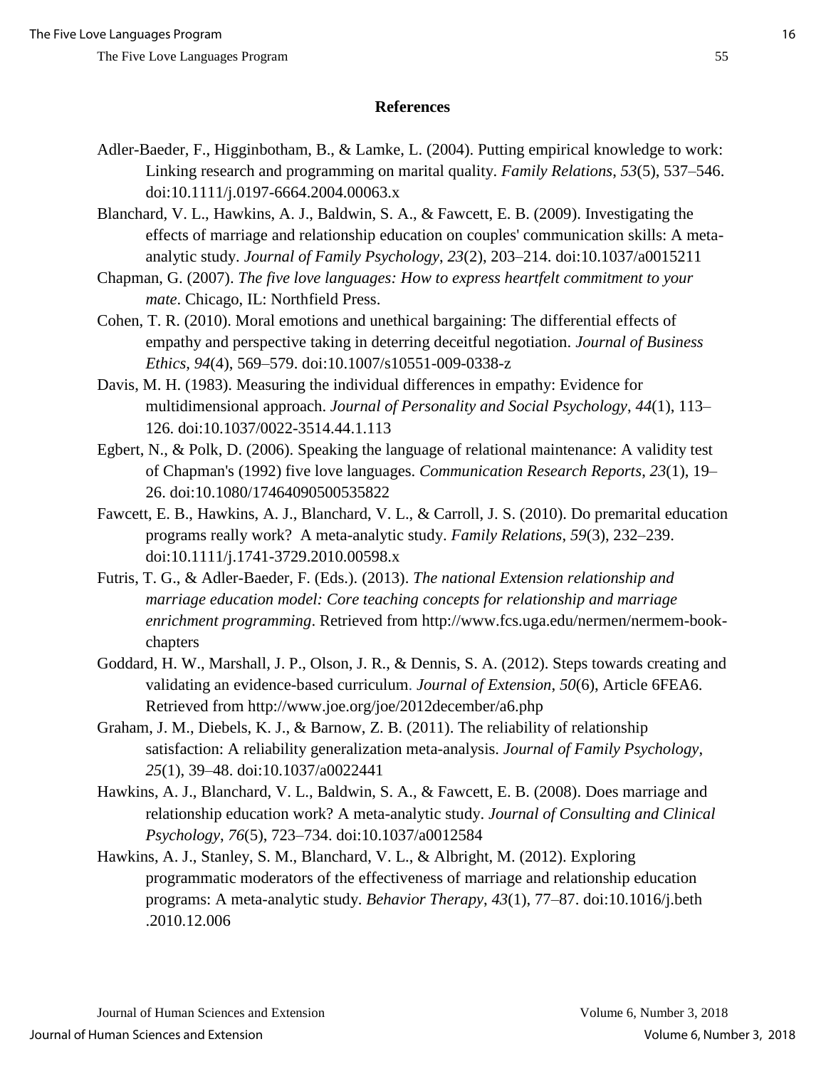## References

Adler-Baeder, F., Higginbotham, B., & Lamke, L. (2004). Putting empirical knowledge to work: Linking research and programming on marital quality. *Family Relations*, *53*(5), 537–546. doi:10.1111/j.0197-6664.2004.00063.x

Blanchard, V. L., Hawkins, A. J., Baldwin, S. A., & Fawcett, E. B. (2009). Investigating the effects of marriage and relationship education on couples' communication skills: A meta-analytic study. *Journal of Family Psychology*, *23*(2), 203–214. doi:10.1037/a0015211

Chapman, G. (2007). *The five love languages: How to express heartfelt commitment to your mate*. Chicago, IL: Northfield Press.

Cohen, T. R. (2010). Moral emotions and unethical bargaining: The differential effects of empathy and perspective taking in deterring deceitful negotiation. *Journal of Business Ethics*, *94*(4), 569–579. doi:10.1007/s10551-009-0338-z

Davis, M. H. (1983). Measuring the individual differences in empathy: Evidence for multidimensional approach. *Journal of Personality and Social Psychology*, *44*(1), 113–126. doi:10.1037/0022-3514.44.1.113

Egbert, N., & Polk, D. (2006). Speaking the language of relational maintenance: A validity test of Chapman's (1992) five love languages. *Communication Research Reports*, *23*(1), 19–26. doi:10.1080/17464090500535822

Fawcett, E. B., Hawkins, A. J., Blanchard, V. L., & Carroll, J. S. (2010). Do premarital education programs really work? A meta-analytic study. *Family Relations*, *59*(3), 232–239. doi:10.1111/j.1741-3729.2010.00598.x

Futris, T. G., & Adler-Baeder, F. (Eds.). (2013). *The national Extension relationship and marriage education model: Core teaching concepts for relationship and marriage enrichment programming*. Retrieved from http://www.fcs.uga.edu/nermen/nermem-book-chapters

Goddard, H. W., Marshall, J. P., Olson, J. R., & Dennis, S. A. (2012). Steps towards creating and validating an evidence-based curriculum. *Journal of Extension*, *50*(6), Article 6FEA6. Retrieved from http://www.joe.org/joe/2012december/a6.php

Graham, J. M., Diebels, K. J., & Barnow, Z. B. (2011). The reliability of relationship satisfaction: A reliability generalization meta-analysis. *Journal of Family Psychology*, *25*(1), 39–48. doi:10.1037/a0022441

Hawkins, A. J., Blanchard, V. L., Baldwin, S. A., & Fawcett, E. B. (2008). Does marriage and relationship education work? A meta-analytic study. *Journal of Consulting and Clinical Psychology*, *76*(5), 723–734. doi:10.1037/a0012584

Hawkins, A. J., Stanley, S. M., Blanchard, V. L., & Albright, M. (2012). Exploring programmatic moderators of the effectiveness of marriage and relationship education programs: A meta-analytic study. *Behavior Therapy*, *43*(1), 77–87. doi:10.1016/j.beth.2010.12.006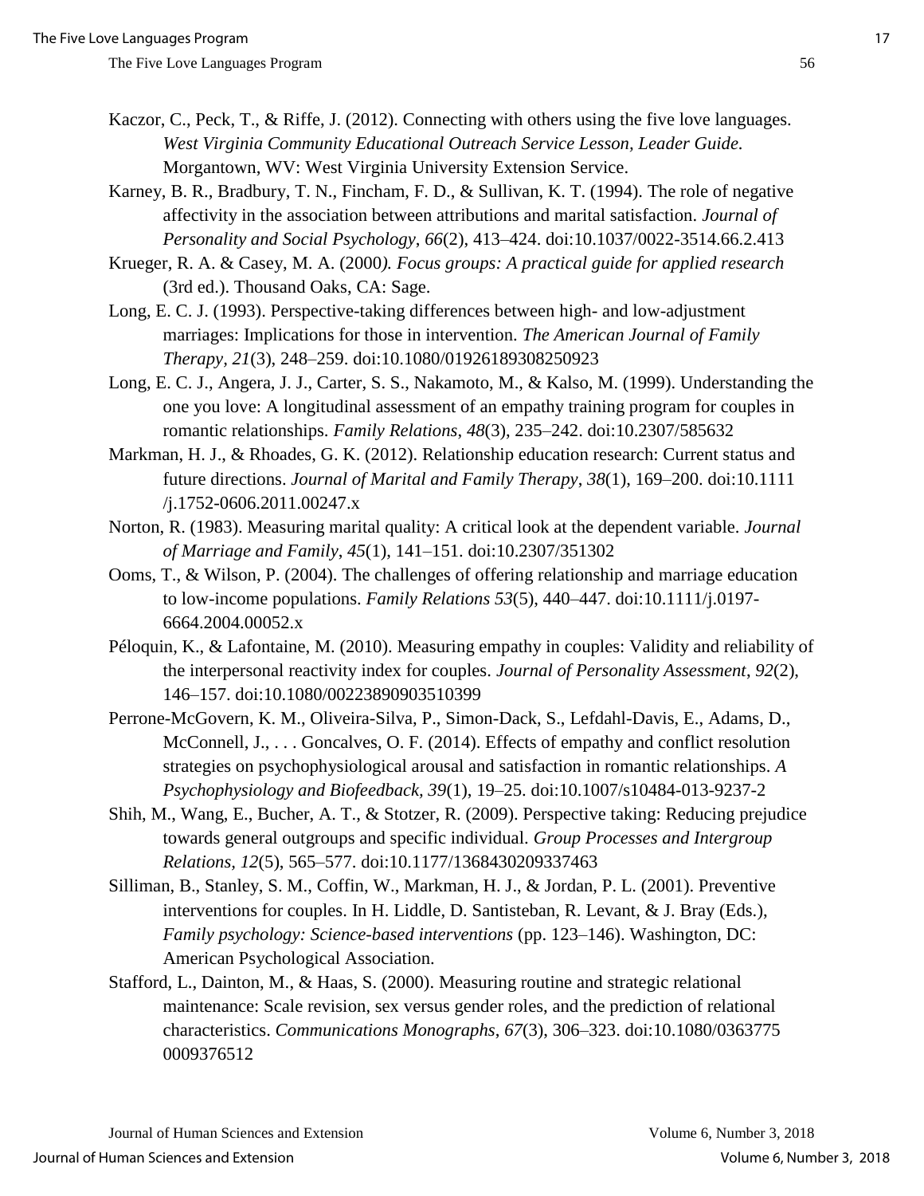Kaczor, C., Peck, T., & Riffe, J. (2012). Connecting with others using the five love languages. *West Virginia Community Educational Outreach Service Lesson, Leader Guide.* Morgantown, WV: West Virginia University Extension Service.

Karney, B. R., Bradbury, T. N., Fincham, F. D., & Sullivan, K. T. (1994). The role of negative affectivity in the association between attributions and marital satisfaction. *Journal of Personality and Social Psychology*, *66*(2), 413–424. doi:10.1037/0022-3514.66.2.413

Krueger, R. A. & Casey, M. A. (2000*). Focus groups: A practical guide for applied research* (3rd ed.). Thousand Oaks, CA: Sage.

Long, E. C. J. (1993). Perspective-taking differences between high- and low-adjustment marriages: Implications for those in intervention. *The American Journal of Family Therapy, 21*(3), 248–259. doi:10.1080/01926189308250923

Long, E. C. J., Angera, J. J., Carter, S. S., Nakamoto, M., & Kalso, M. (1999). Understanding the one you love: A longitudinal assessment of an empathy training program for couples in romantic relationships. *Family Relations*, *48*(3), 235–242. doi:10.2307/585632

Markman, H. J., & Rhoades, G. K. (2012). Relationship education research: Current status and future directions. *Journal of Marital and Family Therapy*, *38*(1), 169–200. doi:10.1111 /j.1752-0606.2011.00247.x

Norton, R. (1983). Measuring marital quality: A critical look at the dependent variable. *Journal of Marriage and Family*, *45*(1), 141–151. doi:10.2307/351302

Ooms, T., & Wilson, P. (2004). The challenges of offering relationship and marriage education to low-income populations. *Family Relations 53*(5), 440–447. doi:10.1111/j.0197-6664.2004.00052.x

Péloquin, K., & Lafontaine, M. (2010). Measuring empathy in couples: Validity and reliability of the interpersonal reactivity index for couples. *Journal of Personality Assessment*, *92*(2), 146–157. doi:10.1080/00223890903510399

Perrone-McGovern, K. M., Oliveira-Silva, P., Simon-Dack, S., Lefdahl-Davis, E., Adams, D., McConnell, J., . . . Goncalves, O. F. (2014). Effects of empathy and conflict resolution strategies on psychophysiological arousal and satisfaction in romantic relationships. *A Psychophysiology and Biofeedback, 39*(1), 19–25. doi:10.1007/s10484-013-9237-2

Shih, M., Wang, E., Bucher, A. T., & Stotzer, R. (2009). Perspective taking: Reducing prejudice towards general outgroups and specific individual. *Group Processes and Intergroup Relations, 12*(5), 565–577. doi:10.1177/1368430209337463

Silliman, B., Stanley, S. M., Coffin, W., Markman, H. J., & Jordan, P. L. (2001). Preventive interventions for couples. In H. Liddle, D. Santisteban, R. Levant, & J. Bray (Eds.), *Family psychology: Science-based interventions* (pp. 123–146). Washington, DC: American Psychological Association.

Stafford, L., Dainton, M., & Haas, S. (2000). Measuring routine and strategic relational maintenance: Scale revision, sex versus gender roles, and the prediction of relational characteristics. *Communications Monographs*, *67*(3), 306–323. doi:10.1080/0363775 0009376512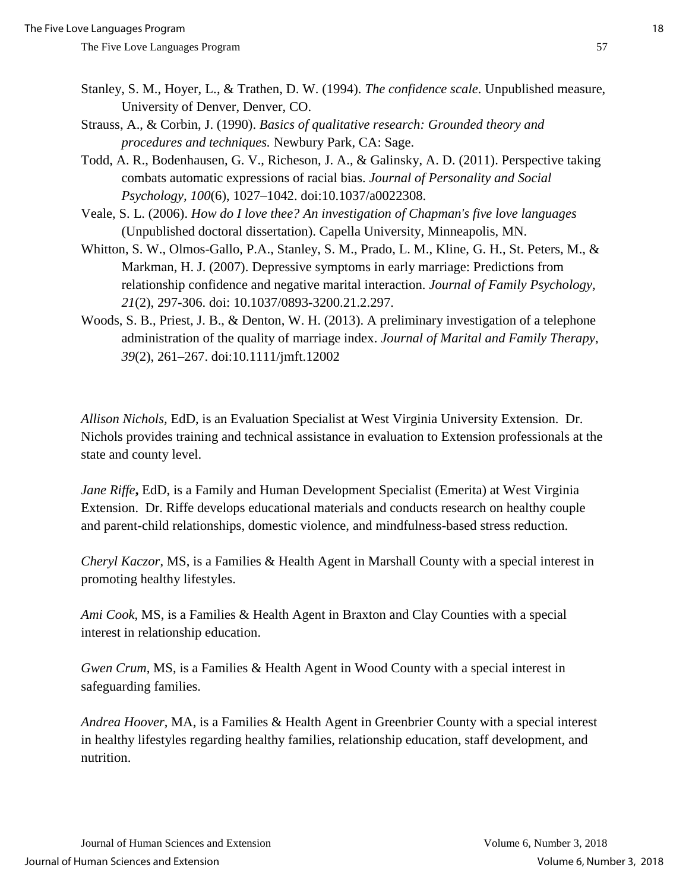Stanley, S. M., Hoyer, L., & Trathen, D. W. (1994). *The confidence scale*. Unpublished measure, University of Denver, Denver, CO.

Strauss, A., & Corbin, J. (1990). *Basics of qualitative research: Grounded theory and procedures and techniques.* Newbury Park, CA: Sage.

Todd, A. R., Bodenhausen, G. V., Richeson, J. A., & Galinsky, A. D. (2011). Perspective taking combats automatic expressions of racial bias. *Journal of Personality and Social Psychology, 100*(6), 1027–1042. doi:10.1037/a0022308.

Veale, S. L. (2006). *How do I love thee? An investigation of Chapman's five love languages* (Unpublished doctoral dissertation). Capella University, Minneapolis, MN.

Whitton, S. W., Olmos-Gallo, P.A., Stanley, S. M., Prado, L. M., Kline, G. H., St. Peters, M., & Markman, H. J. (2007). Depressive symptoms in early marriage: Predictions from relationship confidence and negative marital interaction. *Journal of Family Psychology, 21*(2), 297-306. doi: 10.1037/0893-3200.21.2.297.

Woods, S. B., Priest, J. B., & Denton, W. H. (2013). A preliminary investigation of a telephone administration of the quality of marriage index. *Journal of Marital and Family Therapy*, *39*(2), 261–267. doi:10.1111/jmft.12002

*Allison Nichols*, EdD, is an Evaluation Specialist at West Virginia University Extension. Dr. Nichols provides training and technical assistance in evaluation to Extension professionals at the state and county level.

*Jane Riffe***,** EdD, is a Family and Human Development Specialist (Emerita) at West Virginia Extension. Dr. Riffe develops educational materials and conducts research on healthy couple and parent-child relationships, domestic violence, and mindfulness-based stress reduction.

*Cheryl Kaczor*, MS, is a Families & Health Agent in Marshall County with a special interest in promoting healthy lifestyles.

*Ami Cook*, MS, is a Families & Health Agent in Braxton and Clay Counties with a special interest in relationship education.

*Gwen Crum*, MS, is a Families & Health Agent in Wood County with a special interest in safeguarding families.

*Andrea Hoover*, MA, is a Families & Health Agent in Greenbrier County with a special interest in healthy lifestyles regarding healthy families, relationship education, staff development, and nutrition.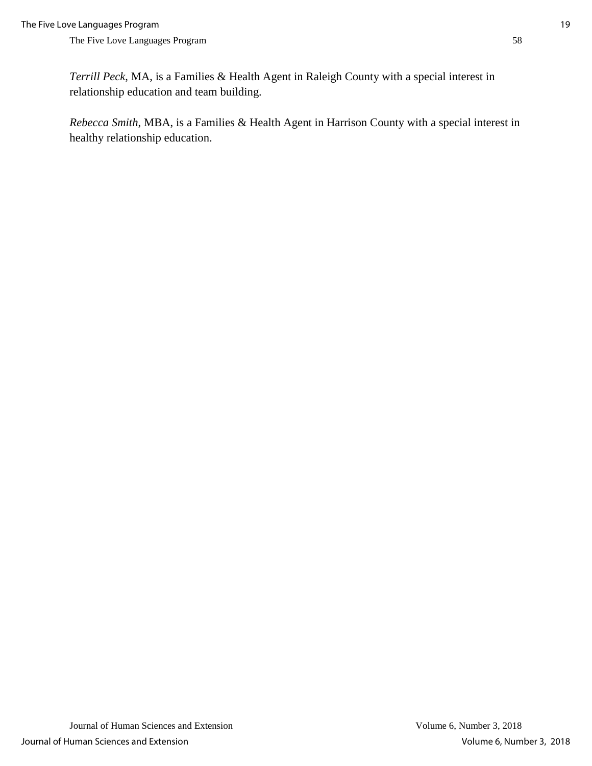*Terrill Peck*, MA, is a Families & Health Agent in Raleigh County with a special interest in relationship education and team building.

*Rebecca Smith*, MBA, is a Families & Health Agent in Harrison County with a special interest in healthy relationship education.